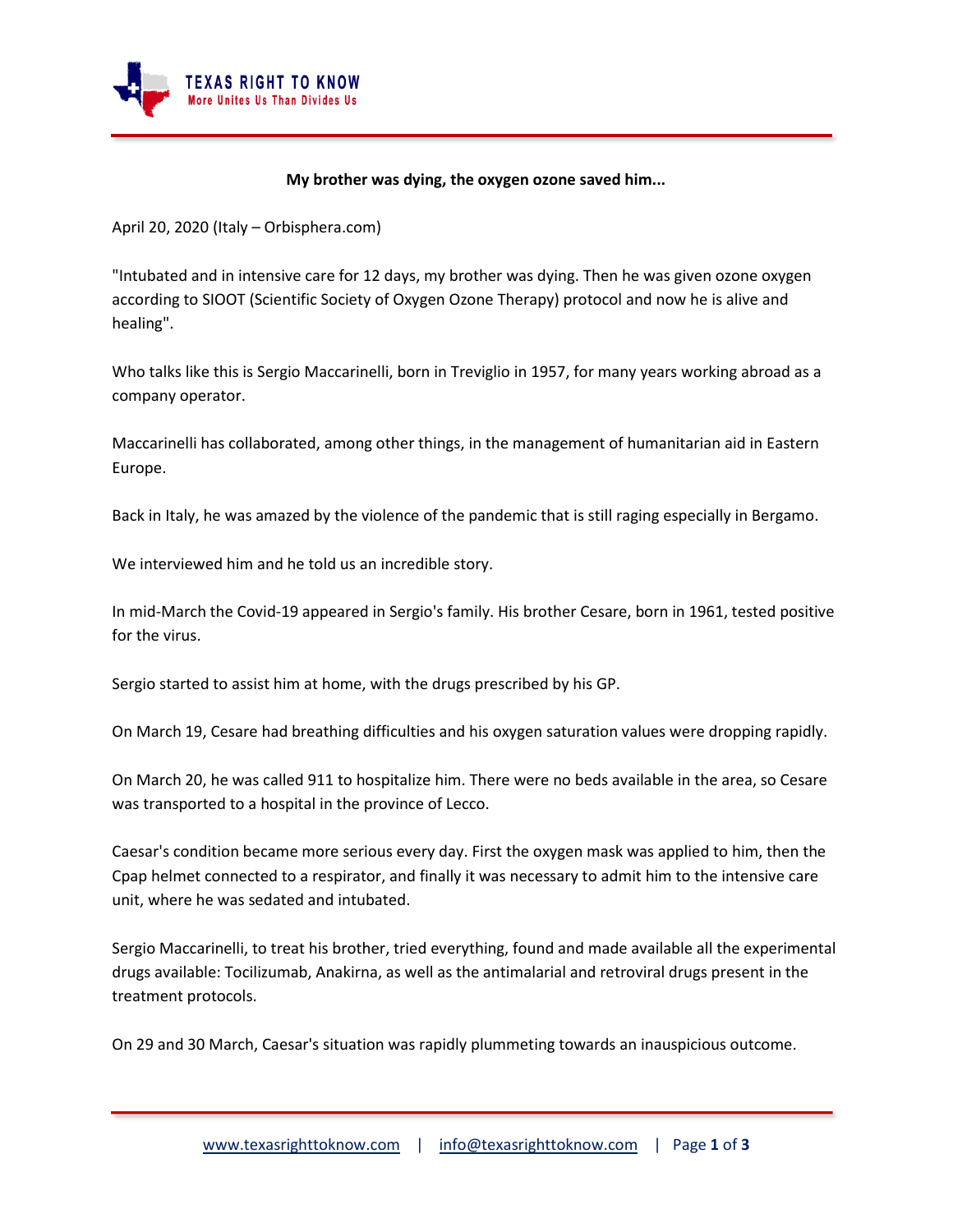**My brother was dying, the oxygen ozone saved him...**

April 20, 2020 (Italy – Orbisphera.com)

"Intubated and in intensive care for 12 days, my brother was dying. Then he was given ozone oxygen according to SIOOT (Scientific Society of Oxygen Ozone Therapy) protocol and now he is alive and healing".

Who talks like this is Sergio Maccarinelli, born in Treviglio in 1957, for many years working abroad as a company operator.

Maccarinelli has collaborated, among other things, in the management of humanitarian aid in Eastern Europe.

Back in Italy, he was amazed by the violence of the pandemic that is still raging especially in Bergamo.

We interviewed him and he told us an incredible story.

In mid-March the Covid-19 appeared in Sergio's family. His brother Cesare, born in 1961, tested positive for the virus.

Sergio started to assist him at home, with the drugs prescribed by his GP.

On March 19, Cesare had breathing difficulties and his oxygen saturation values were dropping rapidly.

On March 20, he was called 911 to hospitalize him. There were no beds available in the area, so Cesare was transported to a hospital in the province of Lecco.

Caesar's condition became more serious every day. First the oxygen mask was applied to him, then the Cpap helmet connected to a respirator, and finally it was necessary to admit him to the intensive care unit, where he was sedated and intubated.

Sergio Maccarinelli, to treat his brother, tried everything, found and made available all the experimental drugs available: Tocilizumab, Anakirna, as well as the antimalarial and retroviral drugs present in the treatment protocols.

On 29 and 30 March, Caesar's situation was rapidly plummeting towards an inauspicious outcome.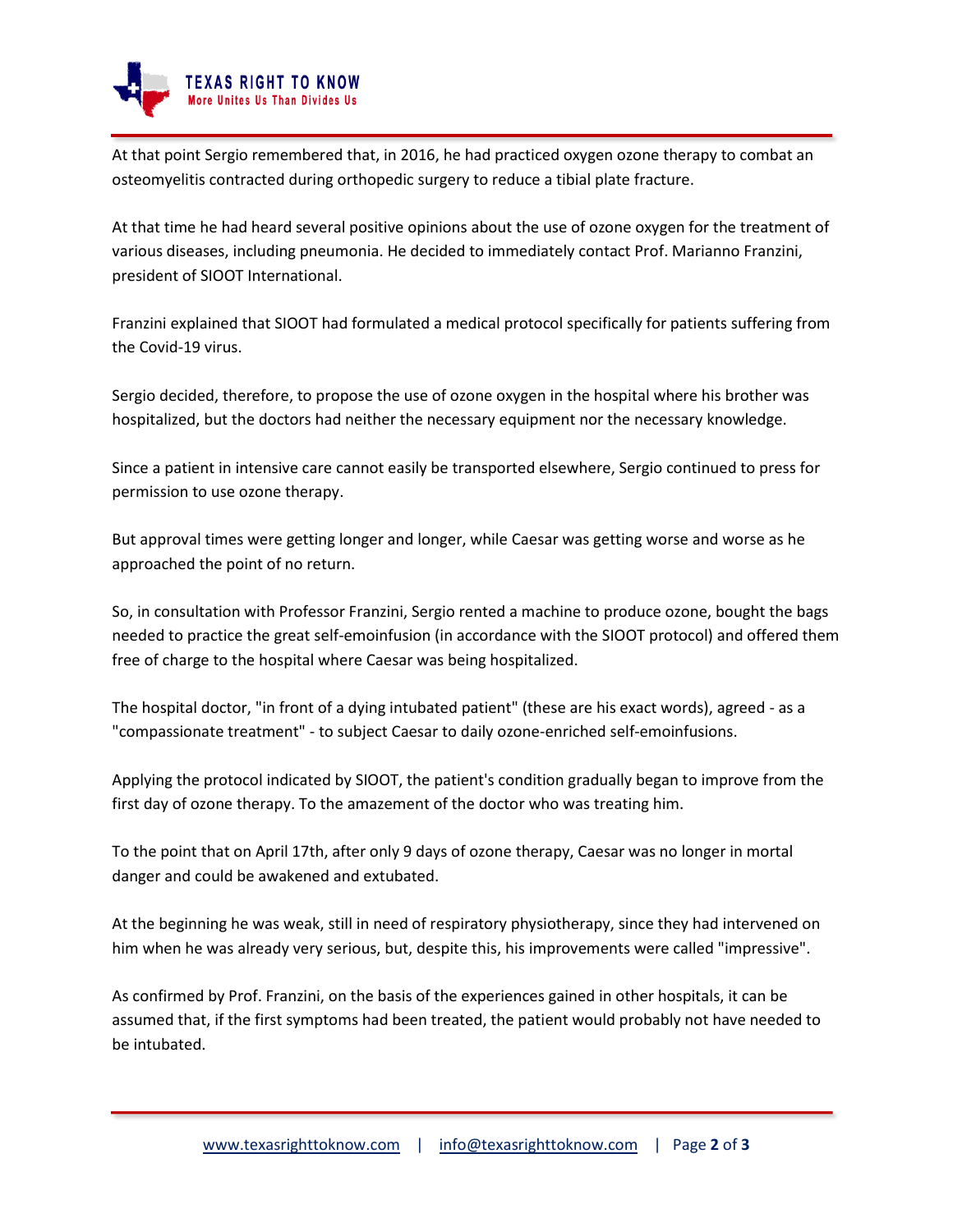At that point Sergio remembered that, in 2016, he had practiced oxygen ozone therapy to combat an osteomyelitis contracted during orthopedic surgery to reduce a tibial plate fracture.

At that time he had heard several positive opinions about the use of ozone oxygen for the treatment of various diseases, including pneumonia. He decided to immediately contact Prof. Marianno Franzini, president of SIOOT International.

Franzini explained that SIOOT had formulated a medical protocol specifically for patients suffering from the Covid-19 virus.

Sergio decided, therefore, to propose the use of ozone oxygen in the hospital where his brother was hospitalized, but the doctors had neither the necessary equipment nor the necessary knowledge.

Since a patient in intensive care cannot easily be transported elsewhere, Sergio continued to press for permission to use ozone therapy.

But approval times were getting longer and longer, while Caesar was getting worse and worse as he approached the point of no return.

So, in consultation with Professor Franzini, Sergio rented a machine to produce ozone, bought the bags needed to practice the great self-emoinfusion (in accordance with the SIOOT protocol) and offered them free of charge to the hospital where Caesar was being hospitalized.

The hospital doctor, "in front of a dying intubated patient" (these are his exact words), agreed - as a "compassionate treatment" - to subject Caesar to daily ozone-enriched self-emoinfusions.

Applying the protocol indicated by SIOOT, the patient's condition gradually began to improve from the first day of ozone therapy. To the amazement of the doctor who was treating him.

To the point that on April 17th, after only 9 days of ozone therapy, Caesar was no longer in mortal danger and could be awakened and extubated.

At the beginning he was weak, still in need of respiratory physiotherapy, since they had intervened on him when he was already very serious, but, despite this, his improvements were called "impressive".

As confirmed by Prof. Franzini, on the basis of the experiences gained in other hospitals, it can be assumed that, if the first symptoms had been treated, the patient would probably not have needed to be intubated.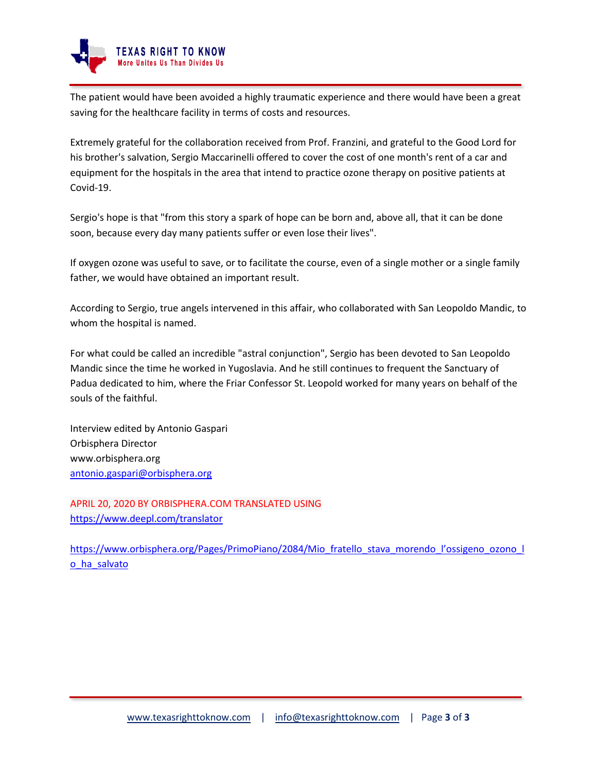The patient would have been avoided a highly traumatic experience and there would have been a great saving for the healthcare facility in terms of costs and resources.

Extremely grateful for the collaboration received from Prof. Franzini, and grateful to the Good Lord for his brother's salvation, Sergio Maccarinelli offered to cover the cost of one month's rent of a car and equipment for the hospitals in the area that intend to practice ozone therapy on positive patients at Covid-19.

Sergio's hope is that "from this story a spark of hope can be born and, above all, that it can be done soon, because every day many patients suffer or even lose their lives".

If oxygen ozone was useful to save, or to facilitate the course, even of a single mother or a single family father, we would have obtained an important result.

According to Sergio, true angels intervened in this affair, who collaborated with San Leopoldo Mandic, to whom the hospital is named.

For what could be called an incredible "astral conjunction", Sergio has been devoted to San Leopoldo Mandic since the time he worked in Yugoslavia. And he still continues to frequent the Sanctuary of Padua dedicated to him, where the Friar Confessor St. Leopold worked for many years on behalf of the souls of the faithful.

Interview edited by Antonio Gaspari
Orbisphera Director
www.orbisphera.org
antonio.gaspari@orbisphera.org

APRIL 20, 2020 BY ORBISPHERA.COM TRANSLATED USING
https://www.deepl.com/translator

https://www.orbisphera.org/Pages/PrimoPiano/2084/Mio_fratello_stava_morendo_l'ossigeno_ozono_lo_ha_salvato